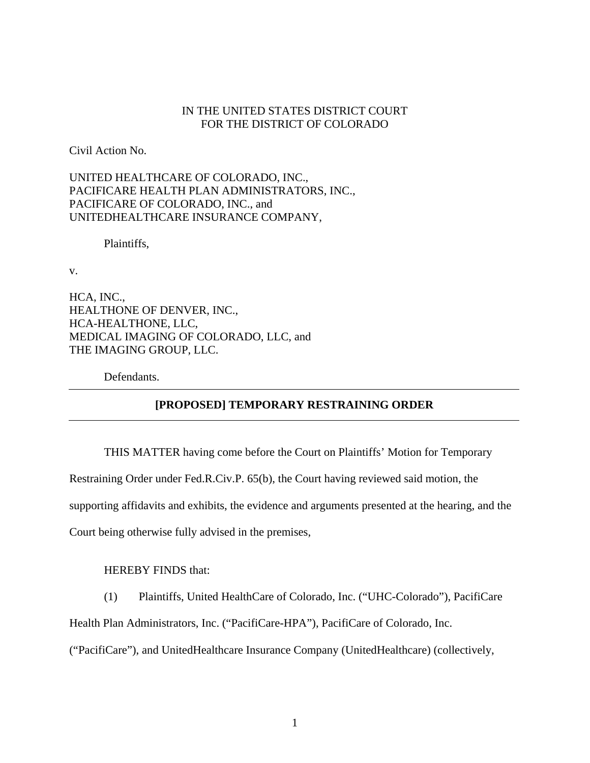IN THE UNITED STATES DISTRICT COURT
FOR THE DISTRICT OF COLORADO

Civil Action No.

UNITED HEALTHCARE OF COLORADO, INC.,
PACIFICARE HEALTH PLAN ADMINISTRATORS, INC.,
PACIFICARE OF COLORADO, INC., and
UNITEDHEALTHCARE INSURANCE COMPANY,

Plaintiffs,

v.

HCA, INC.,
HEALTHONE OF DENVER, INC.,
HCA-HEALTHONE, LLC,
MEDICAL IMAGING OF COLORADO, LLC, and
THE IMAGING GROUP, LLC.

Defendants.

---

**[PROPOSED] TEMPORARY RESTRAINING ORDER**

---

THIS MATTER having come before the Court on Plaintiffs' Motion for Temporary Restraining Order under Fed.R.Civ.P. 65(b), the Court having reviewed said motion, the supporting affidavits and exhibits, the evidence and arguments presented at the hearing, and the Court being otherwise fully advised in the premises,

HEREBY FINDS that:

(1) Plaintiffs, United HealthCare of Colorado, Inc. ("UHC-Colorado"), PacifiCare Health Plan Administrators, Inc. ("PacifiCare-HPA"), PacifiCare of Colorado, Inc. ("PacifiCare"), and UnitedHealthcare Insurance Company (UnitedHealthcare) (collectively,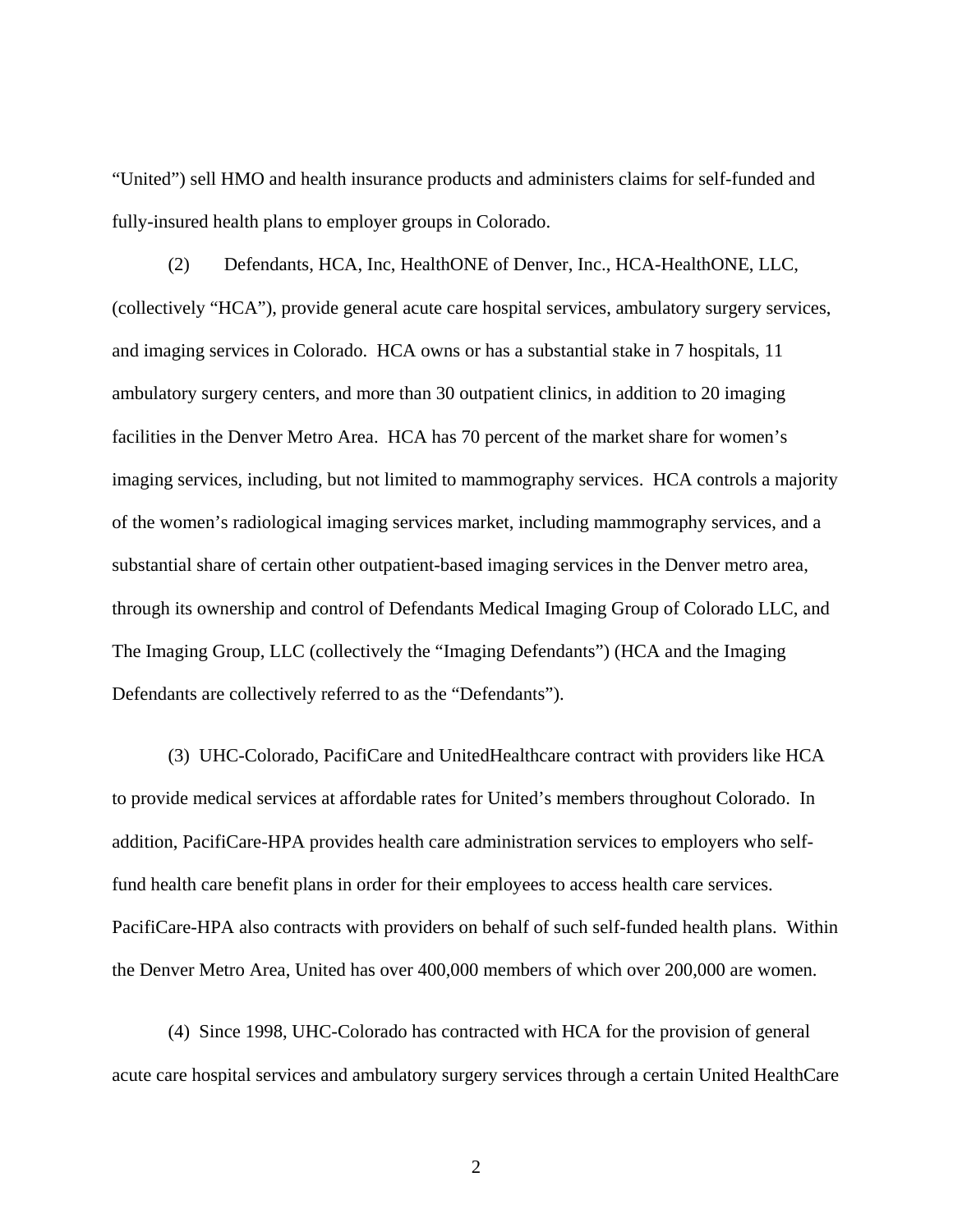"United") sell HMO and health insurance products and administers claims for self-funded and fully-insured health plans to employer groups in Colorado.

(2) Defendants, HCA, Inc, HealthONE of Denver, Inc., HCA-HealthONE, LLC, (collectively "HCA"), provide general acute care hospital services, ambulatory surgery services, and imaging services in Colorado. HCA owns or has a substantial stake in 7 hospitals, 11 ambulatory surgery centers, and more than 30 outpatient clinics, in addition to 20 imaging facilities in the Denver Metro Area. HCA has 70 percent of the market share for women's imaging services, including, but not limited to mammography services. HCA controls a majority of the women's radiological imaging services market, including mammography services, and a substantial share of certain other outpatient-based imaging services in the Denver metro area, through its ownership and control of Defendants Medical Imaging Group of Colorado LLC, and The Imaging Group, LLC (collectively the "Imaging Defendants") (HCA and the Imaging Defendants are collectively referred to as the "Defendants").

(3) UHC-Colorado, PacifiCare and UnitedHealthcare contract with providers like HCA to provide medical services at affordable rates for United's members throughout Colorado. In addition, PacifiCare-HPA provides health care administration services to employers who self-fund health care benefit plans in order for their employees to access health care services. PacifiCare-HPA also contracts with providers on behalf of such self-funded health plans. Within the Denver Metro Area, United has over 400,000 members of which over 200,000 are women.

(4) Since 1998, UHC-Colorado has contracted with HCA for the provision of general acute care hospital services and ambulatory surgery services through a certain United HealthCare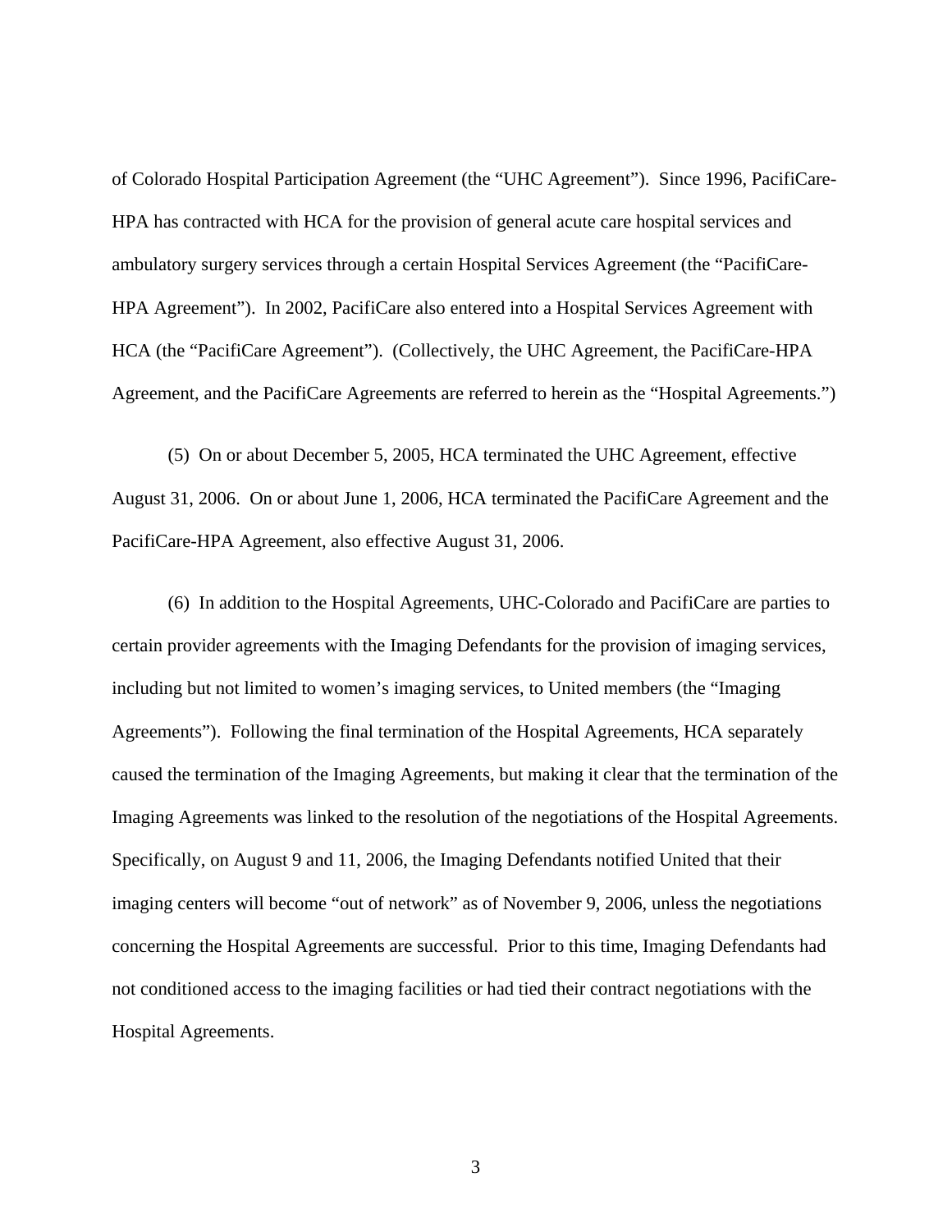of Colorado Hospital Participation Agreement (the "UHC Agreement"). Since 1996, PacifiCare-HPA has contracted with HCA for the provision of general acute care hospital services and ambulatory surgery services through a certain Hospital Services Agreement (the "PacifiCare-HPA Agreement"). In 2002, PacifiCare also entered into a Hospital Services Agreement with HCA (the "PacifiCare Agreement"). (Collectively, the UHC Agreement, the PacifiCare-HPA Agreement, and the PacifiCare Agreements are referred to herein as the "Hospital Agreements.")

(5) On or about December 5, 2005, HCA terminated the UHC Agreement, effective August 31, 2006. On or about June 1, 2006, HCA terminated the PacifiCare Agreement and the PacifiCare-HPA Agreement, also effective August 31, 2006.

(6) In addition to the Hospital Agreements, UHC-Colorado and PacifiCare are parties to certain provider agreements with the Imaging Defendants for the provision of imaging services, including but not limited to women's imaging services, to United members (the "Imaging Agreements"). Following the final termination of the Hospital Agreements, HCA separately caused the termination of the Imaging Agreements, but making it clear that the termination of the Imaging Agreements was linked to the resolution of the negotiations of the Hospital Agreements. Specifically, on August 9 and 11, 2006, the Imaging Defendants notified United that their imaging centers will become "out of network" as of November 9, 2006, unless the negotiations concerning the Hospital Agreements are successful. Prior to this time, Imaging Defendants had not conditioned access to the imaging facilities or had tied their contract negotiations with the Hospital Agreements.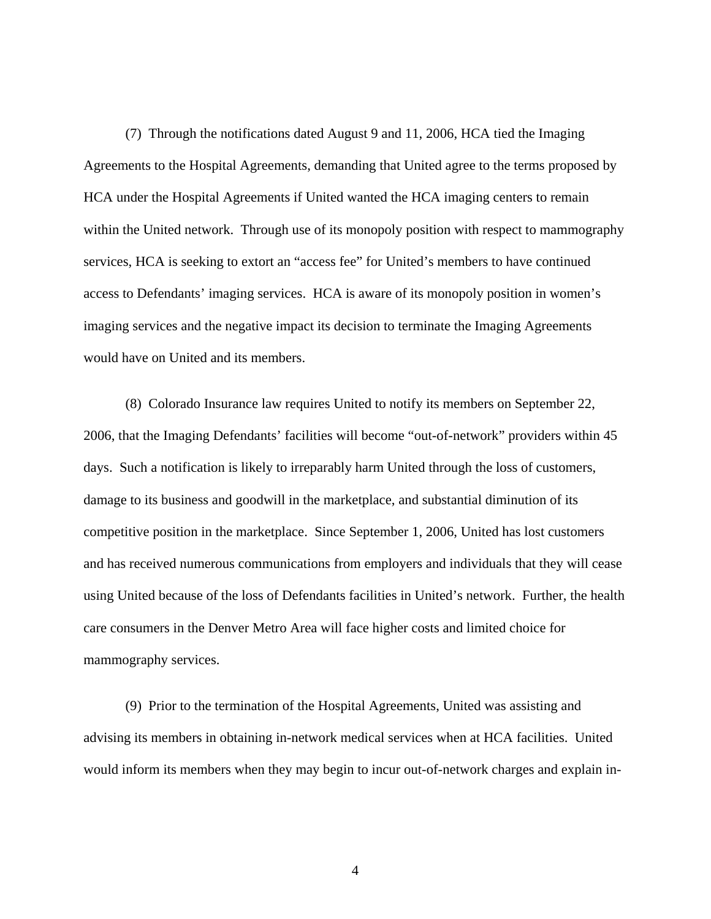(7) Through the notifications dated August 9 and 11, 2006, HCA tied the Imaging Agreements to the Hospital Agreements, demanding that United agree to the terms proposed by HCA under the Hospital Agreements if United wanted the HCA imaging centers to remain within the United network. Through use of its monopoly position with respect to mammography services, HCA is seeking to extort an "access fee" for United's members to have continued access to Defendants' imaging services. HCA is aware of its monopoly position in women's imaging services and the negative impact its decision to terminate the Imaging Agreements would have on United and its members.

(8) Colorado Insurance law requires United to notify its members on September 22, 2006, that the Imaging Defendants' facilities will become "out-of-network" providers within 45 days. Such a notification is likely to irreparably harm United through the loss of customers, damage to its business and goodwill in the marketplace, and substantial diminution of its competitive position in the marketplace. Since September 1, 2006, United has lost customers and has received numerous communications from employers and individuals that they will cease using United because of the loss of Defendants facilities in United's network. Further, the health care consumers in the Denver Metro Area will face higher costs and limited choice for mammography services.

(9) Prior to the termination of the Hospital Agreements, United was assisting and advising its members in obtaining in-network medical services when at HCA facilities. United would inform its members when they may begin to incur out-of-network charges and explain in-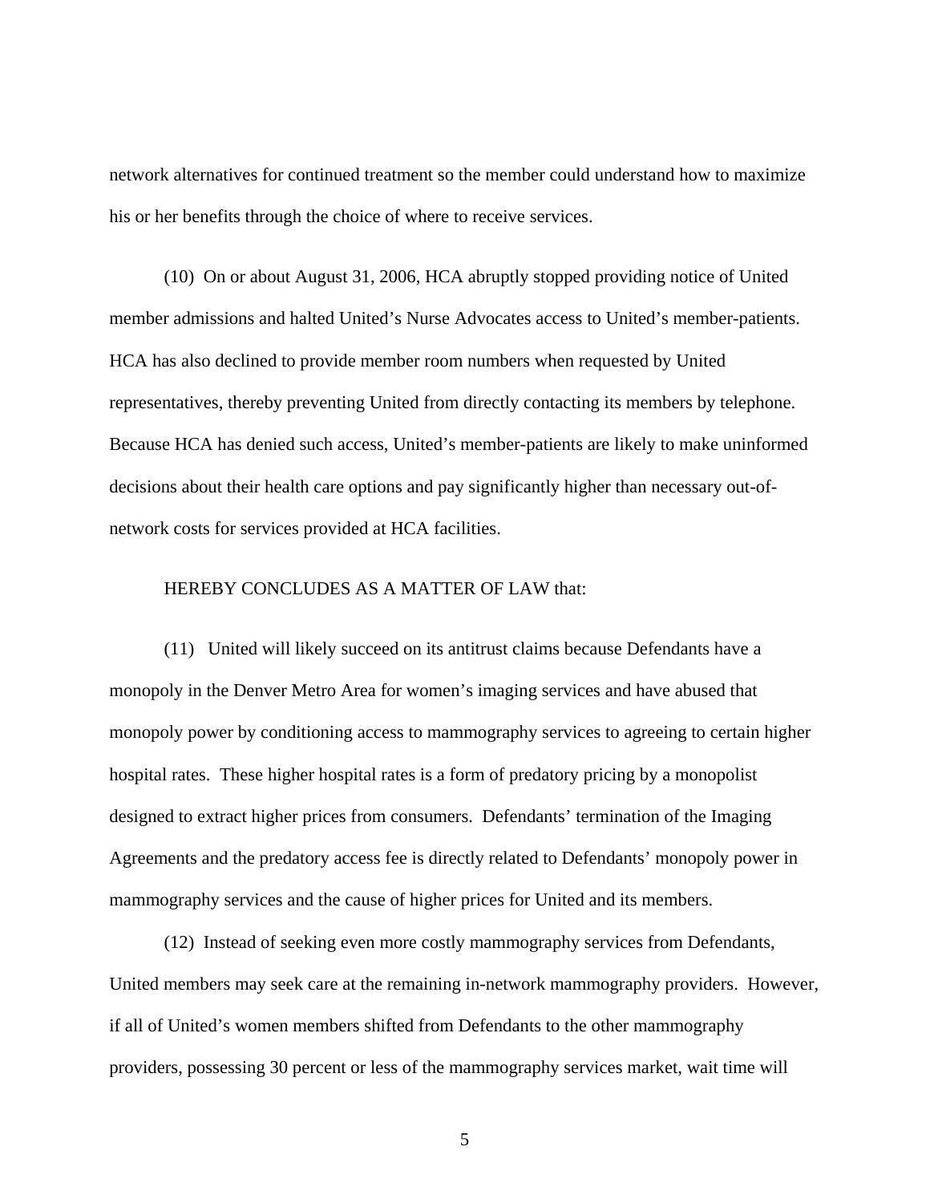network alternatives for continued treatment so the member could understand how to maximize his or her benefits through the choice of where to receive services.

(10) On or about August 31, 2006, HCA abruptly stopped providing notice of United member admissions and halted United's Nurse Advocates access to United's member-patients. HCA has also declined to provide member room numbers when requested by United representatives, thereby preventing United from directly contacting its members by telephone. Because HCA has denied such access, United's member-patients are likely to make uninformed decisions about their health care options and pay significantly higher than necessary out-of-network costs for services provided at HCA facilities.

HEREBY CONCLUDES AS A MATTER OF LAW that:

(11) United will likely succeed on its antitrust claims because Defendants have a monopoly in the Denver Metro Area for women's imaging services and have abused that monopoly power by conditioning access to mammography services to agreeing to certain higher hospital rates. These higher hospital rates is a form of predatory pricing by a monopolist designed to extract higher prices from consumers. Defendants' termination of the Imaging Agreements and the predatory access fee is directly related to Defendants' monopoly power in mammography services and the cause of higher prices for United and its members.

(12) Instead of seeking even more costly mammography services from Defendants, United members may seek care at the remaining in-network mammography providers. However, if all of United's women members shifted from Defendants to the other mammography providers, possessing 30 percent or less of the mammography services market, wait time will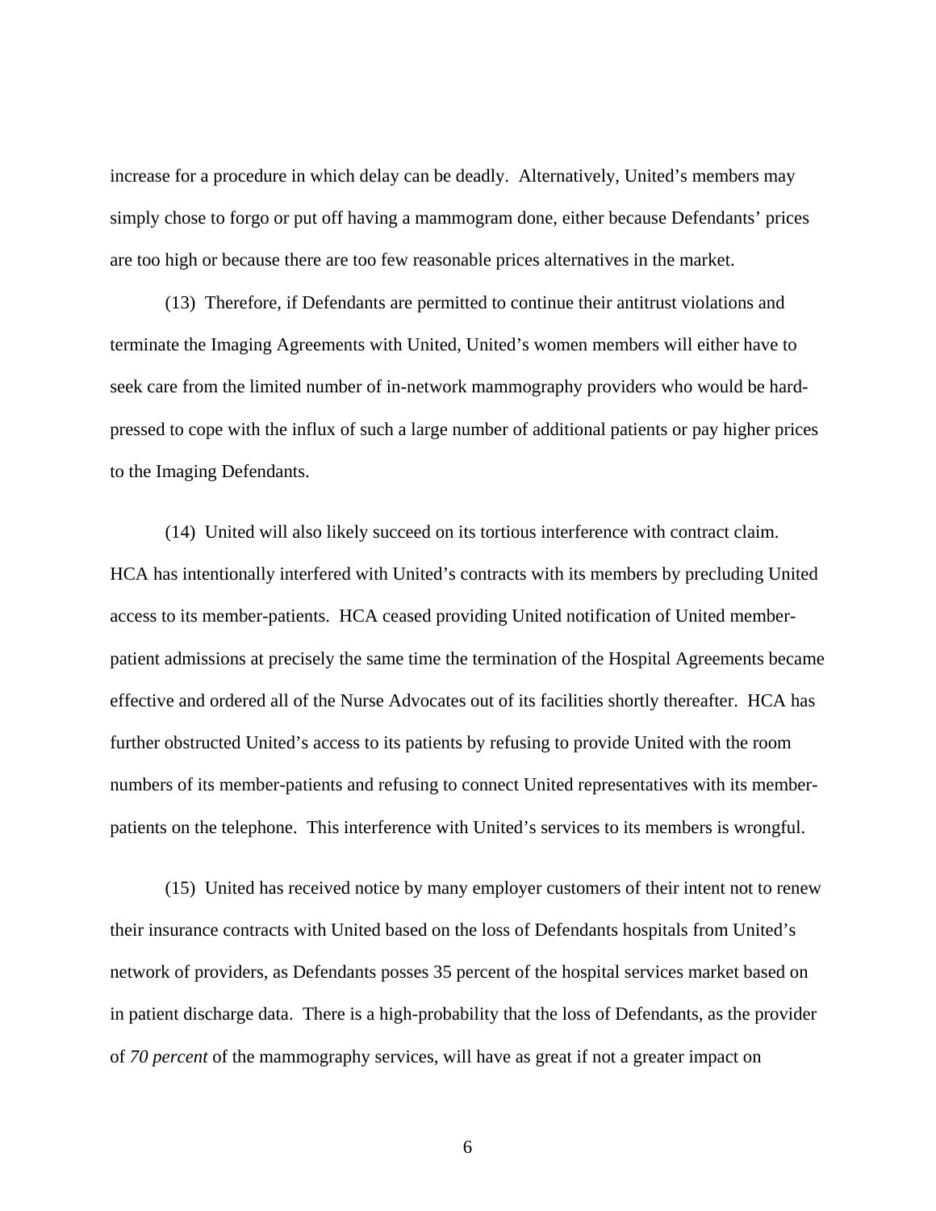increase for a procedure in which delay can be deadly. Alternatively, United's members may simply chose to forgo or put off having a mammogram done, either because Defendants' prices are too high or because there are too few reasonable prices alternatives in the market.

(13) Therefore, if Defendants are permitted to continue their antitrust violations and terminate the Imaging Agreements with United, United's women members will either have to seek care from the limited number of in-network mammography providers who would be hard-pressed to cope with the influx of such a large number of additional patients or pay higher prices to the Imaging Defendants.

(14) United will also likely succeed on its tortious interference with contract claim. HCA has intentionally interfered with United's contracts with its members by precluding United access to its member-patients. HCA ceased providing United notification of United member-patient admissions at precisely the same time the termination of the Hospital Agreements became effective and ordered all of the Nurse Advocates out of its facilities shortly thereafter. HCA has further obstructed United's access to its patients by refusing to provide United with the room numbers of its member-patients and refusing to connect United representatives with its member-patients on the telephone. This interference with United's services to its members is wrongful.

(15) United has received notice by many employer customers of their intent not to renew their insurance contracts with United based on the loss of Defendants hospitals from United's network of providers, as Defendants posses 35 percent of the hospital services market based on in patient discharge data. There is a high-probability that the loss of Defendants, as the provider of *70 percent* of the mammography services, will have as great if not a greater impact on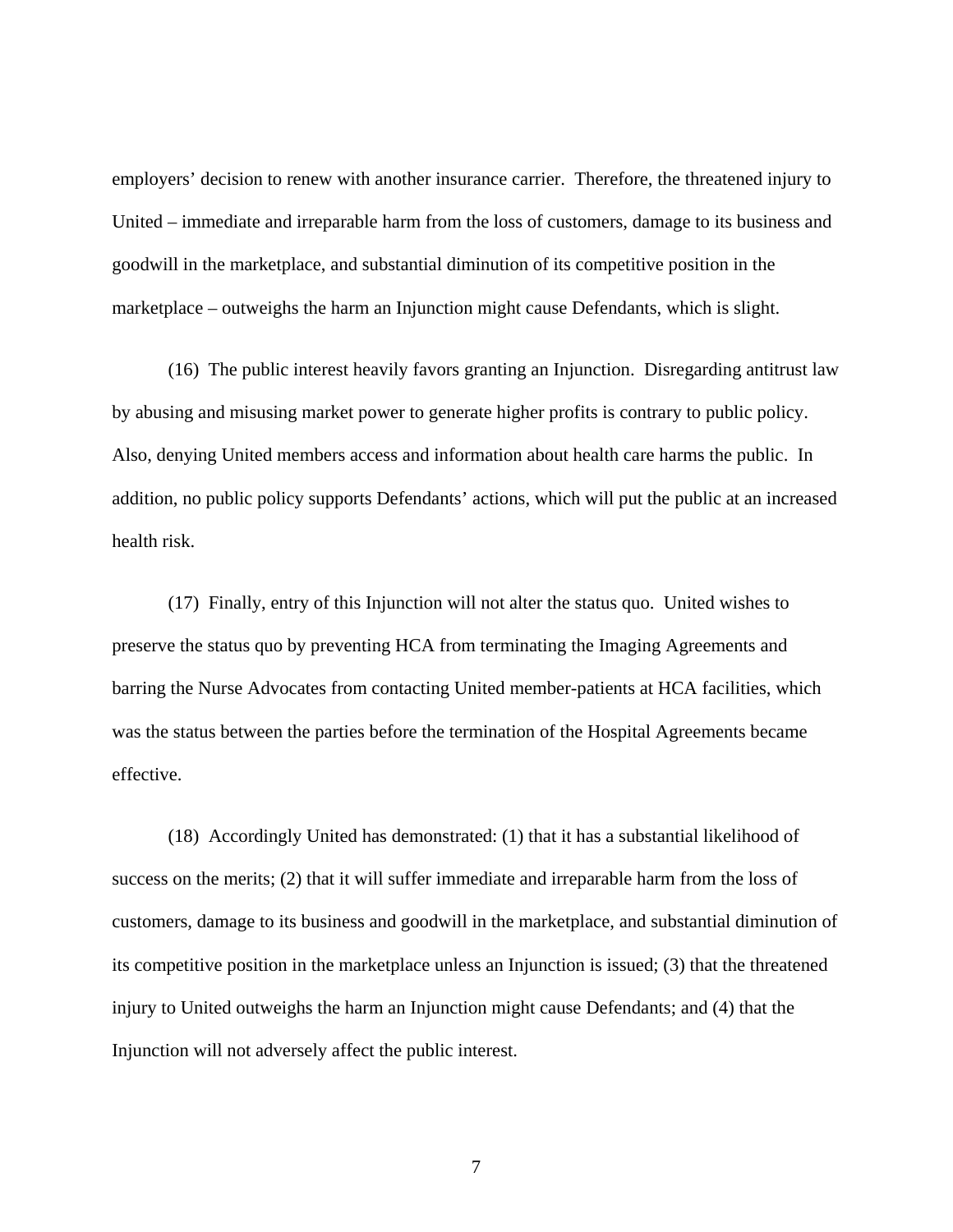employers' decision to renew with another insurance carrier. Therefore, the threatened injury to United – immediate and irreparable harm from the loss of customers, damage to its business and goodwill in the marketplace, and substantial diminution of its competitive position in the marketplace – outweighs the harm an Injunction might cause Defendants, which is slight.

(16) The public interest heavily favors granting an Injunction. Disregarding antitrust law by abusing and misusing market power to generate higher profits is contrary to public policy. Also, denying United members access and information about health care harms the public. In addition, no public policy supports Defendants' actions, which will put the public at an increased health risk.

(17) Finally, entry of this Injunction will not alter the status quo. United wishes to preserve the status quo by preventing HCA from terminating the Imaging Agreements and barring the Nurse Advocates from contacting United member-patients at HCA facilities, which was the status between the parties before the termination of the Hospital Agreements became effective.

(18) Accordingly United has demonstrated: (1) that it has a substantial likelihood of success on the merits; (2) that it will suffer immediate and irreparable harm from the loss of customers, damage to its business and goodwill in the marketplace, and substantial diminution of its competitive position in the marketplace unless an Injunction is issued; (3) that the threatened injury to United outweighs the harm an Injunction might cause Defendants; and (4) that the Injunction will not adversely affect the public interest.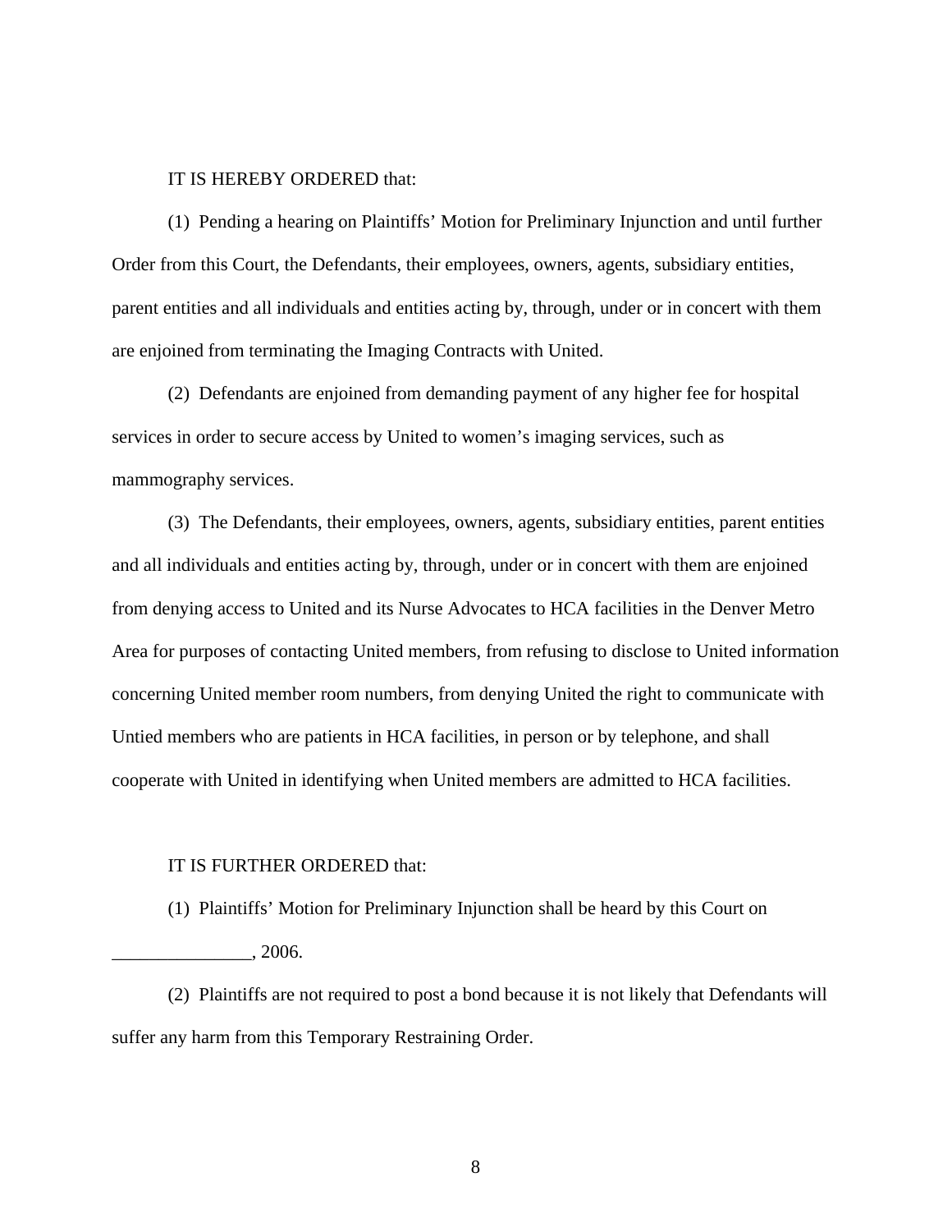IT IS HEREBY ORDERED that:

(1) Pending a hearing on Plaintiffs' Motion for Preliminary Injunction and until further Order from this Court, the Defendants, their employees, owners, agents, subsidiary entities, parent entities and all individuals and entities acting by, through, under or in concert with them are enjoined from terminating the Imaging Contracts with United.

(2) Defendants are enjoined from demanding payment of any higher fee for hospital services in order to secure access by United to women's imaging services, such as mammography services.

(3) The Defendants, their employees, owners, agents, subsidiary entities, parent entities and all individuals and entities acting by, through, under or in concert with them are enjoined from denying access to United and its Nurse Advocates to HCA facilities in the Denver Metro Area for purposes of contacting United members, from refusing to disclose to United information concerning United member room numbers, from denying United the right to communicate with Untied members who are patients in HCA facilities, in person or by telephone, and shall cooperate with United in identifying when United members are admitted to HCA facilities.

IT IS FURTHER ORDERED that:

(1) Plaintiffs' Motion for Preliminary Injunction shall be heard by this Court on _______________, 2006.

(2) Plaintiffs are not required to post a bond because it is not likely that Defendants will suffer any harm from this Temporary Restraining Order.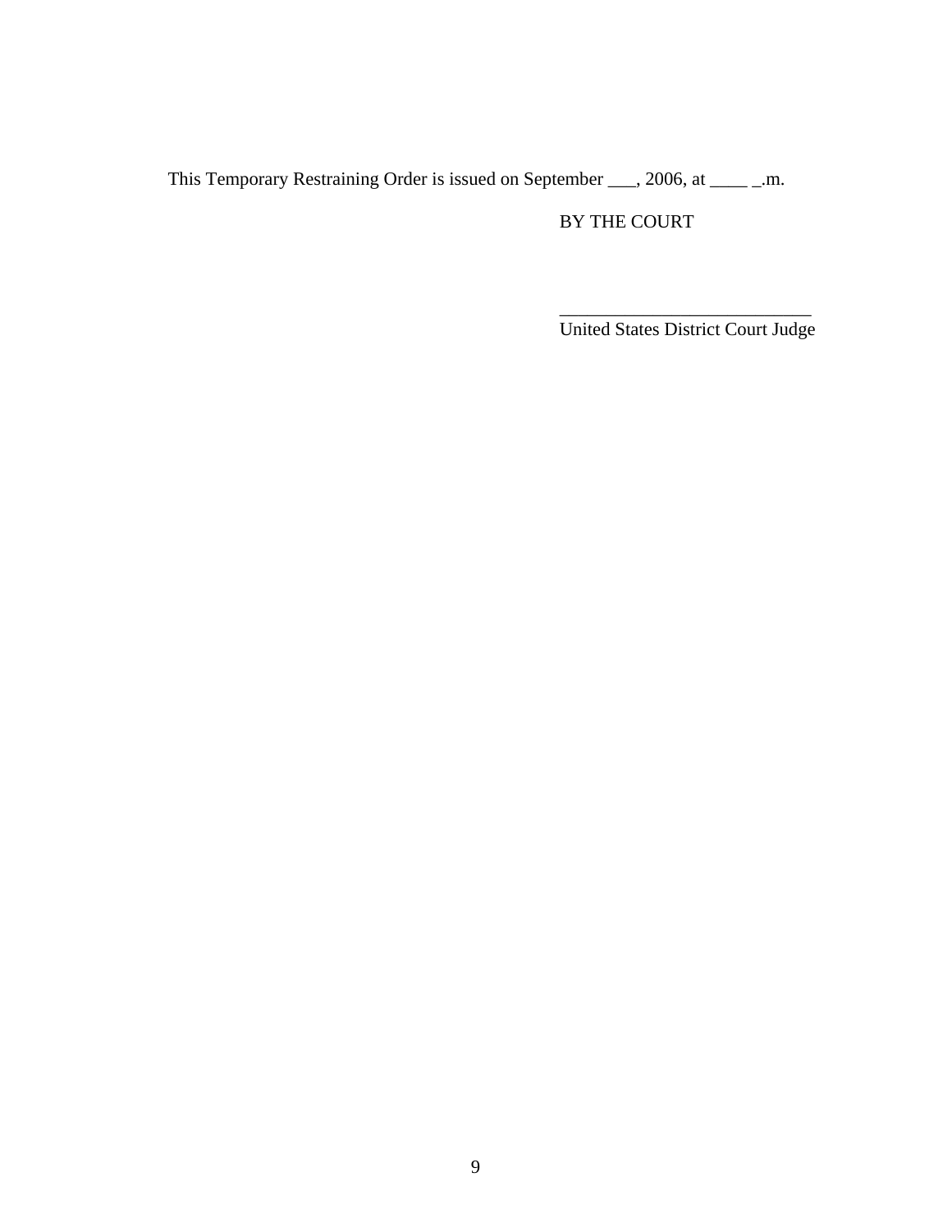This Temporary Restraining Order is issued on September ___, 2006, at ____ _.m.

BY THE COURT

____________________________
United States District Court Judge